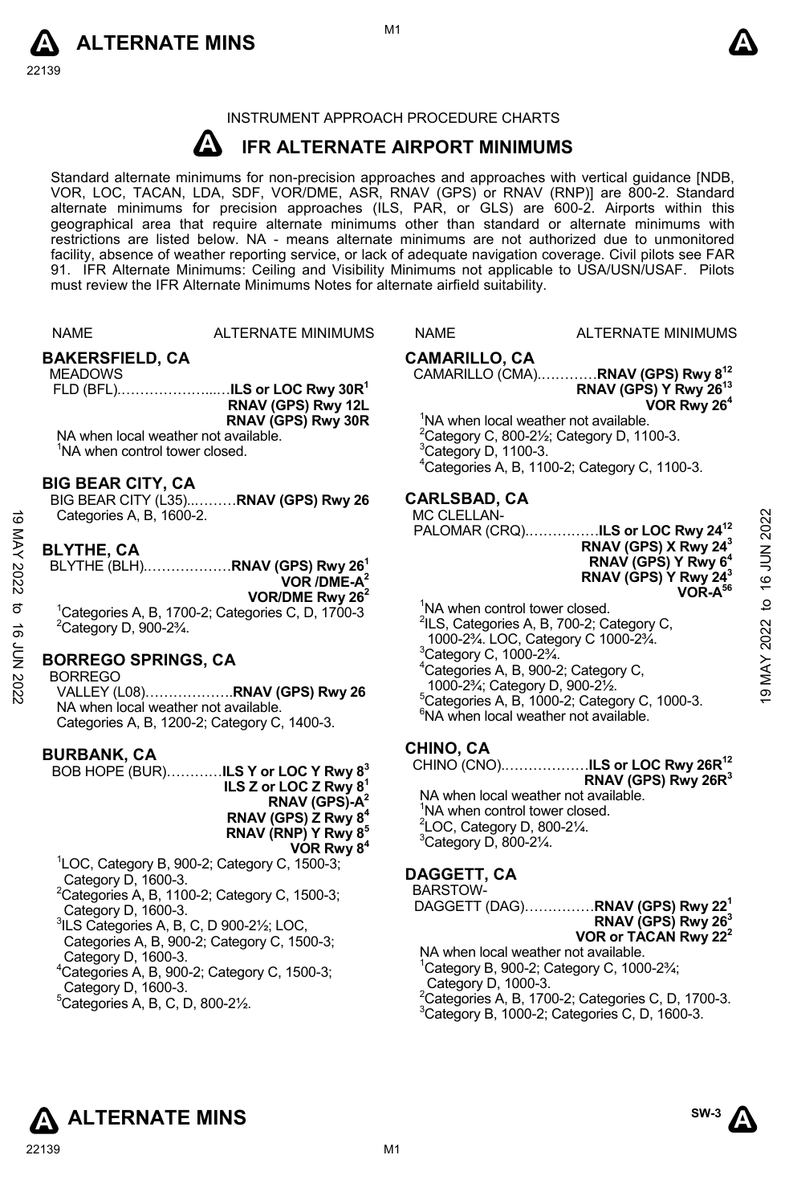INSTRUMENT APPROACH PROCEDURE CHARTS

# IFR ALTERNATE AIRPORT MINIMUMS

Standard alternate minimums for non-precision approaches and approaches with vertical guidance [NDB, VOR, LOC, TACAN, LDA, SDF, VOR/DME, ASR, RNAV (GPS) or RNAV (RNP)] are 800-2. Standard alternate minimums for precision approaches (ILS, PAR, or GLS) are 600-2. Airports within this geographical area that require alternate minimums other than standard or alternate minimums with restrictions are listed below. NA - means alternate minimums are not authorized due to unmonitored facility, absence of weather reporting service, or lack of adequate navigation coverage. Civil pilots see FAR 91. IFR Alternate Minimums: Ceiling and Visibility Minimums not applicable to USA/USN/USAF. Pilots must review the IFR Alternate Minimums Notes for alternate airfield suitability.

NAME — ALTERNATE MINIMUMS

## BAKERSFIELD, CA

MEADOWS FLD (BFL)……………………**ILS or LOC Rwy 30R**[1]
**RNAV (GPS) Rwy 12L**
**RNAV (GPS) Rwy 30R**

NA when local weather not available.
[1]NA when control tower closed.

## BIG BEAR CITY, CA

BIG BEAR CITY (L35)…………**RNAV (GPS) Rwy 26**

Categories A, B, 1600-2.

## BLYTHE, CA

BLYTHE (BLH)………………**RNAV (GPS) Rwy 26**[1]
**VOR /DME-A**[2]
**VOR/DME Rwy 26**[2]

[1]Categories A, B, 1700-2; Categories C, D, 1700-3
[2]Category D, 900-2¾.

## BORREGO SPRINGS, CA

BORREGO VALLEY (L08)………………**RNAV (GPS) Rwy 26**

NA when local weather not available.
Categories A, B, 1200-2; Category C, 1400-3.

## BURBANK, CA

BOB HOPE (BUR)…………**ILS Y or LOC Y Rwy 8**[3]
**ILS Z or LOC Z Rwy 8**[1]
**RNAV (GPS)-A**[2]
**RNAV (GPS) Z Rwy 8**[4]
**RNAV (RNP) Y Rwy 8**[5]
**VOR Rwy 8**[4]

[1]LOC, Category B, 900-2; Category C, 1500-3; Category D, 1600-3.
[2]Categories A, B, 1100-2; Category C, 1500-3; Category D, 1600-3.
[3]ILS Categories A, B, C, D 900-2½; LOC, Categories A, B, 900-2; Category C, 1500-3; Category D, 1600-3.
[4]Categories A, B, 900-2; Category C, 1500-3; Category D, 1600-3.
[5]Categories A, B, C, D, 800-2½.

## CAMARILLO, CA

CAMARILLO (CMA)…………**RNAV (GPS) Rwy 8**[12]
**RNAV (GPS) Y Rwy 26**[13]
**VOR Rwy 26**[4]

[1]NA when local weather not available.
[2]Category C, 800-2½; Category D, 1100-3.
[3]Category D, 1100-3.
[4]Categories A, B, 1100-2; Category C, 1100-3.

## CARLSBAD, CA

MC CLELLAN-PALOMAR (CRQ)……………**ILS or LOC Rwy 24**[12]
**RNAV (GPS) X Rwy 24**[3]
**RNAV (GPS) Y Rwy 6**[4]
**RNAV (GPS) Y Rwy 24**[3]
**VOR-A**[56]

[1]NA when control tower closed.
[2]ILS, Categories A, B, 700-2; Category C, 1000-2¾. LOC, Category C 1000-2¾.
[3]Category C, 1000-2¾.
[4]Categories A, B, 900-2; Category C, 1000-2¾; Category D, 900-2½.
[5]Categories A, B, 1000-2; Category C, 1000-3.
[6]NA when local weather not available.

## CHINO, CA

CHINO (CNO)………………**ILS or LOC Rwy 26R**[12]
**RNAV (GPS) Rwy 26R**[3]

NA when local weather not available.
[1]NA when control tower closed.
[2]LOC, Category D, 800-2¼.
[3]Category D, 800-2¼.

## DAGGETT, CA

BARSTOW-DAGGETT (DAG)……………**RNAV (GPS) Rwy 22**[1]
**RNAV (GPS) Rwy 26**[3]
**VOR or TACAN Rwy 22**[2]

NA when local weather not available.
[1]Category B, 900-2; Category C, 1000-2¾; Category D, 1000-3.
[2]Categories A, B, 1700-2; Categories C, D, 1700-3.
[3]Category B, 1000-2; Categories C, D, 1600-3.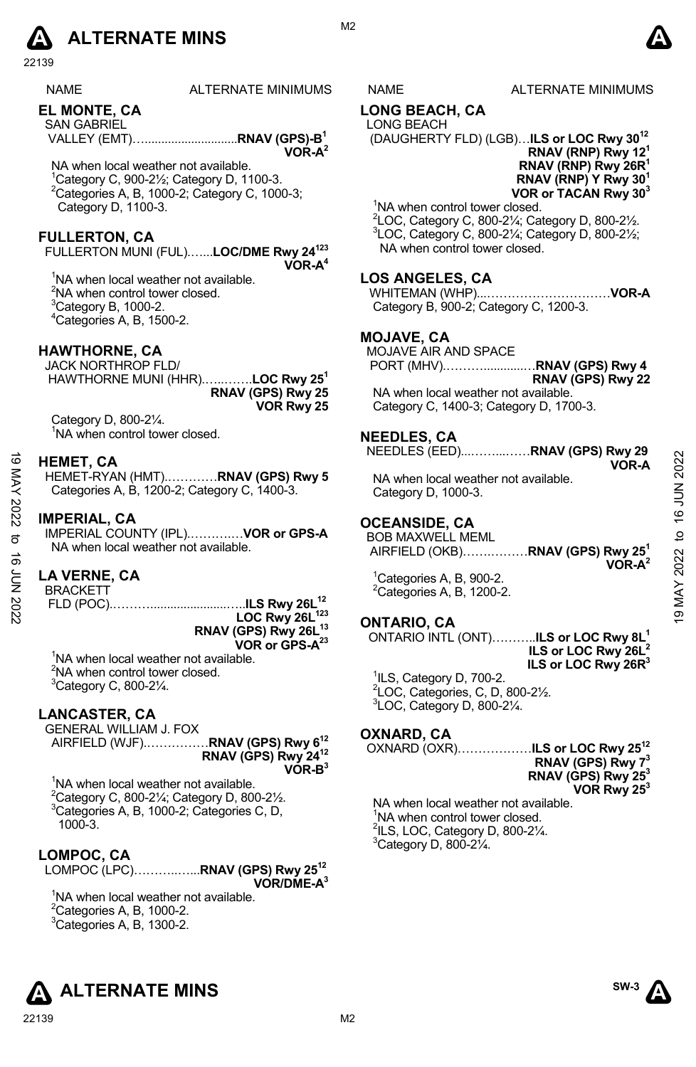# ALTERNATE MINS

| NAME | ALTERNATE MINIMUMS |
|---|---|

## EL MONTE, CA

SAN GABRIEL VALLEY (EMT)............................**RNAV (GPS)-B**[1] **VOR-A**[2]

NA when local weather not available.
[1]Category C, 900-2½; Category D, 1100-3.
[2]Categories A, B, 1000-2; Category C, 1000-3; Category D, 1100-3.

## FULLERTON, CA

FULLERTON MUNI (FUL)…....**LOC/DME Rwy 24**[123] **VOR-A**[4]

[1]NA when local weather not available.
[2]NA when control tower closed.
[3]Category B, 1000-2.
[4]Categories A, B, 1500-2.

## HAWTHORNE, CA

JACK NORTHROP FLD/ HAWTHORNE MUNI (HHR)…...……**LOC Rwy 25**[1] **RNAV (GPS) Rwy 25** **VOR Rwy 25**

Category D, 800-2¼.
[1]NA when control tower closed.

## HEMET, CA

HEMET-RYAN (HMT)…………**RNAV (GPS) Rwy 5**
Categories A, B, 1200-2; Category C, 1400-3.

## IMPERIAL, CA

IMPERIAL COUNTY (IPL)…………**VOR or GPS-A**
NA when local weather not available.

## LA VERNE, CA

BRACKETT FLD (POC)..…………………….…**ILS Rwy 26L**[12] **LOC Rwy 26L**[123] **RNAV (GPS) Rwy 26L**[13] **VOR or GPS-A**[23]

[1]NA when local weather not available.
[2]NA when control tower closed.
[3]Category C, 800-2¼.

## LANCASTER, CA

GENERAL WILLIAM J. FOX AIRFIELD (WJF)……………**RNAV (GPS) Rwy 6**[12] **RNAV (GPS) Rwy 24**[12] **VOR-B**[3]

[1]NA when local weather not available.
[2]Category C, 800-2¼; Category D, 800-2½.
[3]Categories A, B, 1000-2; Categories C, D, 1000-3.

## LOMPOC, CA

LOMPOC (LPC)………..…...**RNAV (GPS) Rwy 25**[12] **VOR/DME-A**[3]

[1]NA when local weather not available.
[2]Categories A, B, 1000-2.
[3]Categories A, B, 1300-2.

## LONG BEACH, CA

LONG BEACH (DAUGHERTY FLD) (LGB)…**ILS or LOC Rwy 30**[12] **RNAV (RNP) Rwy 12**[1] **RNAV (RNP) Rwy 26R**[1] **RNAV (RNP) Y Rwy 30**[1] **VOR or TACAN Rwy 30**[3]

[1]NA when control tower closed.
[2]LOC, Category C, 800-2¼; Category D, 800-2½.
[3]LOC, Category C, 800-2¼; Category D, 800-2½; NA when control tower closed.

## LOS ANGELES, CA

WHITEMAN (WHP)...…………………………**VOR-A**
Category B, 900-2; Category C, 1200-3.

## MOJAVE, CA

MOJAVE AIR AND SPACE PORT (MHV).………............…**RNAV (GPS) Rwy 4** **RNAV (GPS) Rwy 22**

NA when local weather not available.
Category C, 1400-3; Category D, 1700-3.

## NEEDLES, CA

NEEDLES (EED)....……....……**RNAV (GPS) Rwy 29** **VOR-A**

NA when local weather not available.
Category D, 1000-3.

## OCEANSIDE, CA

BOB MAXWELL MEML AIRFIELD (OKB)…….………**RNAV (GPS) Rwy 25**[1] **VOR-A**[2]

[1]Categories A, B, 900-2.
[2]Categories A, B, 1200-2.

## ONTARIO, CA

ONTARIO INTL (ONT)………..**ILS or LOC Rwy 8L**[1] **ILS or LOC Rwy 26L**[2] **ILS or LOC Rwy 26R**[3]

[1]ILS, Category D, 700-2.
[2]LOC, Categories, C, D, 800-2½.
[3]LOC, Category D, 800-2¼.

## OXNARD, CA

OXNARD (OXR)………………**ILS or LOC Rwy 25**[12] **RNAV (GPS) Rwy 7**[3] **RNAV (GPS) Rwy 25**[3] **VOR Rwy 25**[3]

NA when local weather not available.
[1]NA when control tower closed.
[2]ILS, LOC, Category D, 800-2¼.
[3]Category D, 800-2¼.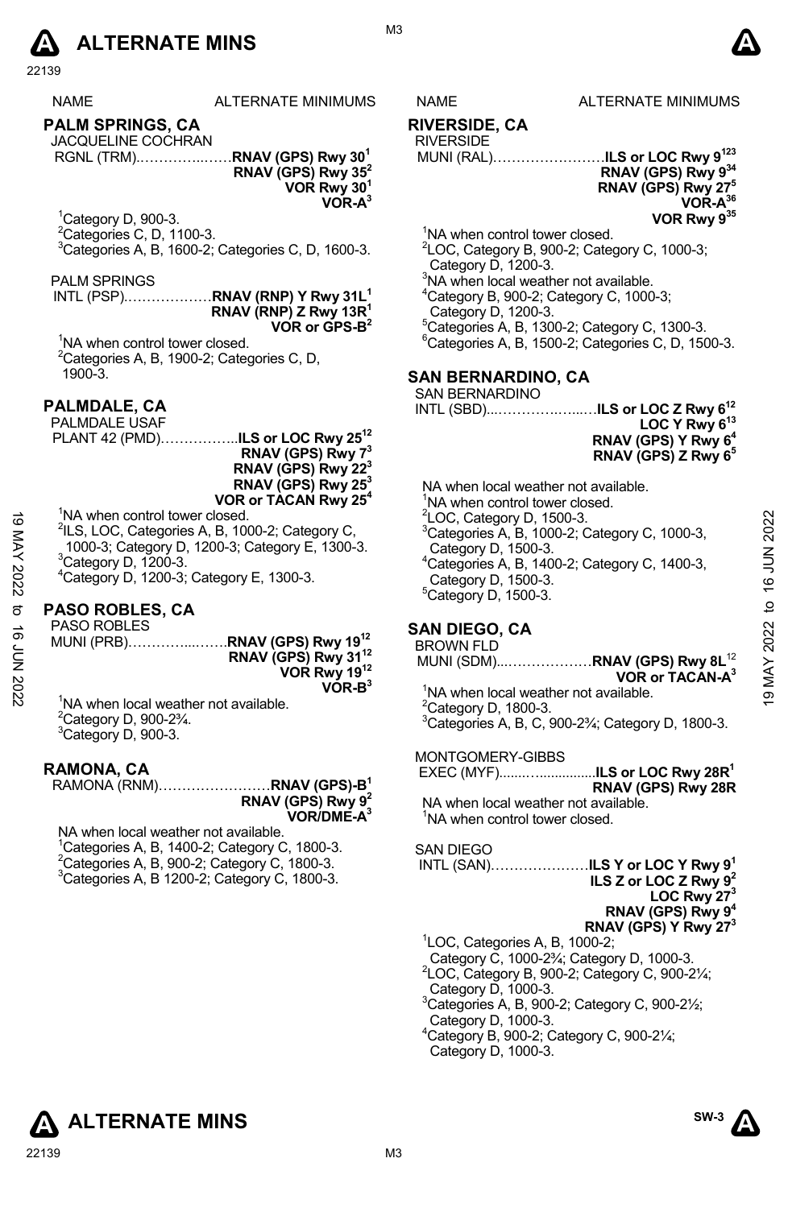# ALTERNATE MINS

| NAME | ALTERNATE MINIMUMS |
|---|---|

## PALM SPRINGS, CA

JACQUELINE COCHRAN
RGNL (TRM)……………………**RNAV (GPS) Rwy 30**[1]
**RNAV (GPS) Rwy 35**[2]
**VOR Rwy 30**[1]
**VOR-A**[3]

[1]Category D, 900-3.
[2]Categories C, D, 1100-3.
[3]Categories A, B, 1600-2; Categories C, D, 1600-3.

PALM SPRINGS
INTL (PSP)………………**RNAV (RNP) Y Rwy 31L**[1]
**RNAV (RNP) Z Rwy 13R**[1]
**VOR or GPS-B**[2]

[1]NA when control tower closed.
[2]Categories A, B, 1900-2; Categories C, D, 1900-3.

## PALMDALE, CA

PALMDALE USAF
PLANT 42 (PMD)……………..**ILS or LOC Rwy 25**[12]
**RNAV (GPS) Rwy 7**[3]
**RNAV (GPS) Rwy 22**[3]
**RNAV (GPS) Rwy 25**[3]
**VOR or TACAN Rwy 25**[4]

[1]NA when control tower closed.
[2]ILS, LOC, Categories A, B, 1000-2; Category C, 1000-3; Category D, 1200-3; Category E, 1300-3.
[3]Category D, 1200-3.
[4]Category D, 1200-3; Category E, 1300-3.

## PASO ROBLES, CA

PASO ROBLES
MUNI (PRB)…………………**RNAV (GPS) Rwy 19**[12]
**RNAV (GPS) Rwy 31**[12]
**VOR Rwy 19**[12]
**VOR-B**[3]

[1]NA when local weather not available.
[2]Category D, 900-2¾.
[3]Category D, 900-3.

## RAMONA, CA

RAMONA (RNM)……………………**RNAV (GPS)-B**[1]
**RNAV (GPS) Rwy 9**[2]
**VOR/DME-A**[3]

NA when local weather not available.
[1]Categories A, B, 1400-2; Category C, 1800-3.
[2]Categories A, B, 900-2; Category C, 1800-3.
[3]Categories A, B 1200-2; Category C, 1800-3.

## RIVERSIDE, CA

RIVERSIDE
MUNI (RAL)……………………**ILS or LOC Rwy 9**[123]
**RNAV (GPS) Rwy 9**[34]
**RNAV (GPS) Rwy 27**[5]
**VOR-A**[36]
**VOR Rwy 9**[35]

[1]NA when control tower closed.
[2]LOC, Category B, 900-2; Category C, 1000-3; Category D, 1200-3.
[3]NA when local weather not available.
[4]Category B, 900-2; Category C, 1000-3; Category D, 1200-3.
[5]Categories A, B, 1300-2; Category C, 1300-3.
[6]Categories A, B, 1500-2; Categories C, D, 1500-3.

## SAN BERNARDINO, CA

SAN BERNARDINO
INTL (SBD)……………………**ILS or LOC Z Rwy 6**[12]
**LOC Y Rwy 6**[13]
**RNAV (GPS) Y Rwy 6**[4]
**RNAV (GPS) Z Rwy 6**[5]

NA when local weather not available.
[1]NA when control tower closed.
[2]LOC, Category D, 1500-3.
[3]Categories A, B, 1000-2; Category C, 1000-3, Category D, 1500-3.
[4]Categories A, B, 1400-2; Category C, 1400-3, Category D, 1500-3.
[5]Category D, 1500-3.

## SAN DIEGO, CA

BROWN FLD
MUNI (SDM)………………**RNAV (GPS) Rwy 8L**[12]
**VOR or TACAN-A**[3]

[1]NA when local weather not available.
[2]Category D, 1800-3.
[3]Categories A, B, C, 900-2¾; Category D, 1800-3.

MONTGOMERY-GIBBS
EXEC (MYF)……………….**ILS or LOC Rwy 28R**[1]
**RNAV (GPS) Rwy 28R**

NA when local weather not available.
[1]NA when control tower closed.

SAN DIEGO
INTL (SAN)…………………**ILS Y or LOC Y Rwy 9**[1]
**ILS Z or LOC Z Rwy 9**[2]
**LOC Rwy 27**[3]
**RNAV (GPS) Rwy 9**[4]
**RNAV (GPS) Y Rwy 27**[3]

[1]LOC, Categories A, B, 1000-2; Category C, 1000-2¾; Category D, 1000-3.
[2]LOC, Category B, 900-2; Category C, 900-2¼; Category D, 1000-3.
[3]Categories A, B, 900-2; Category C, 900-2½; Category D, 1000-3.
[4]Category B, 900-2; Category C, 900-2¼; Category D, 1000-3.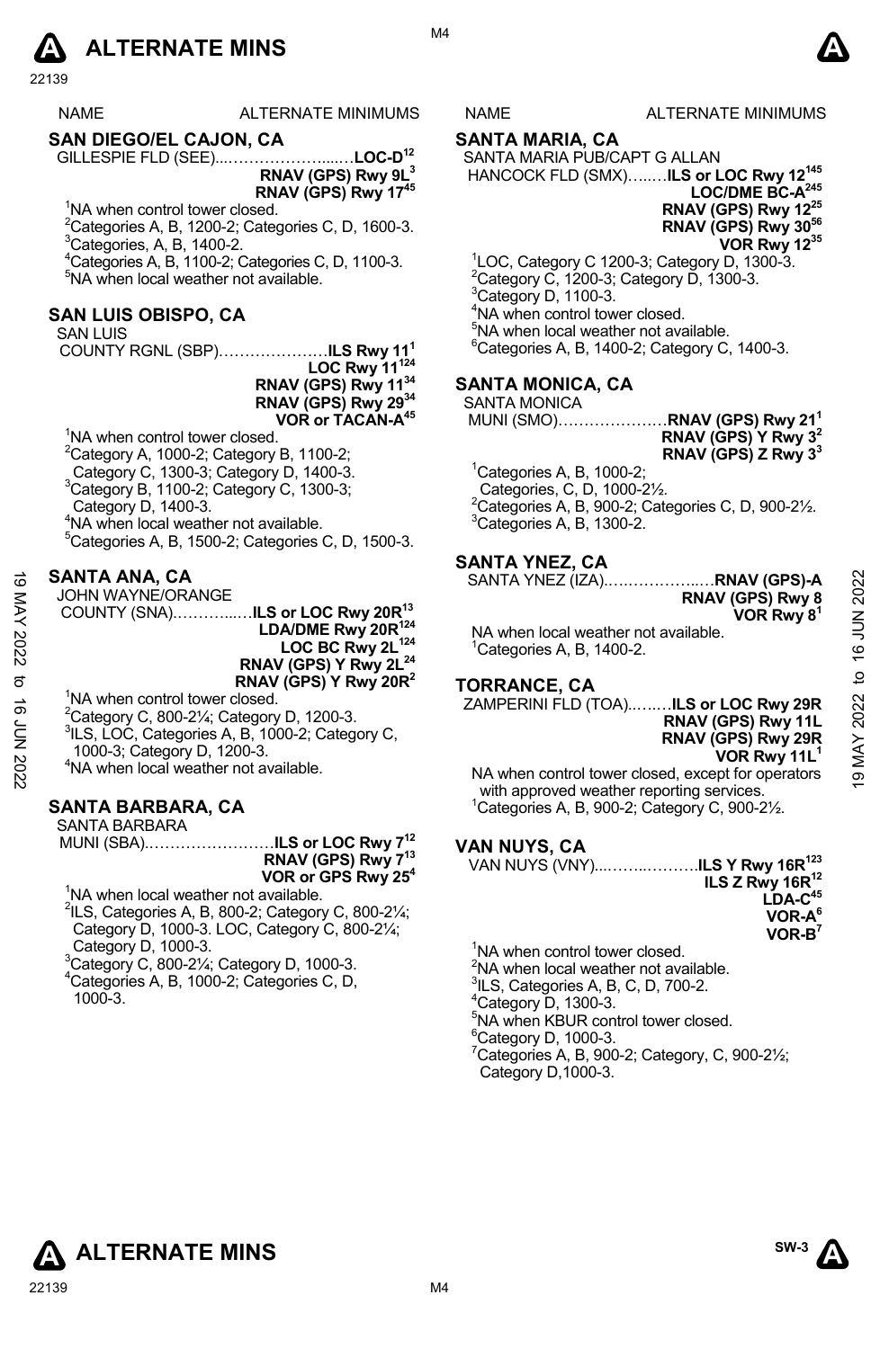# ALTERNATE MINS

| NAME | ALTERNATE MINIMUMS |
|---|---|

## SAN DIEGO/EL CAJON, CA

GILLESPIE FLD (SEE)....………………......**LOC-D**[12]
**RNAV (GPS) Rwy 9L**[3]
**RNAV (GPS) Rwy 17**[45]

[1]NA when control tower closed.
[2]Categories A, B, 1200-2; Categories C, D, 1600-3.
[3]Categories, A, B, 1400-2.
[4]Categories A, B, 1100-2; Categories C, D, 1100-3.
[5]NA when local weather not available.

## SAN LUIS OBISPO, CA

SAN LUIS
COUNTY RGNL (SBP)…………………**ILS Rwy 11**[1]
**LOC Rwy 11**[124]
**RNAV (GPS) Rwy 11**[34]
**RNAV (GPS) Rwy 29**[34]
**VOR or TACAN-A**[45]

[1]NA when control tower closed.
[2]Category A, 1000-2; Category B, 1100-2; Category C, 1300-3; Category D, 1400-3.
[3]Category B, 1100-2; Category C, 1300-3; Category D, 1400-3.
[4]NA when local weather not available.
[5]Categories A, B, 1500-2; Categories C, D, 1500-3.

## SANTA ANA, CA

JOHN WAYNE/ORANGE
COUNTY (SNA)..………...…**ILS or LOC Rwy 20R**[13]
**LDA/DME Rwy 20R**[124]
**LOC BC Rwy 2L**[124]
**RNAV (GPS) Y Rwy 2L**[24]
**RNAV (GPS) Y Rwy 20R**[2]

[1]NA when control tower closed.
[2]Category C, 800-2¼; Category D, 1200-3.
[3]ILS, LOC, Categories A, B, 1000-2; Category C, 1000-3; Category D, 1200-3.
[4]NA when local weather not available.

## SANTA BARBARA, CA

SANTA BARBARA
MUNI (SBA).……………………**ILS or LOC Rwy 7**[12]
**RNAV (GPS) Rwy 7**[13]
**VOR or GPS Rwy 25**[4]

[1]NA when local weather not available.
[2]ILS, Categories A, B, 800-2; Category C, 800-2¼; Category D, 1000-3. LOC, Category C, 800-2¼; Category D, 1000-3.
[3]Category C, 800-2¼; Category D, 1000-3.
[4]Categories A, B, 1000-2; Categories C, D, 1000-3.

## SANTA MARIA, CA

SANTA MARIA PUB/CAPT G ALLAN
HANCOCK FLD (SMX)…..…**ILS or LOC Rwy 12**[145]
**LOC/DME BC-A**[245]
**RNAV (GPS) Rwy 12**[25]
**RNAV (GPS) Rwy 30**[56]
**VOR Rwy 12**[35]

[1]LOC, Category C 1200-3; Category D, 1300-3.
[2]Category C, 1200-3; Category D, 1300-3.
[3]Category D, 1100-3.
[4]NA when control tower closed.
[5]NA when local weather not available.
[6]Categories A, B, 1400-2; Category C, 1400-3.

## SANTA MONICA, CA

SANTA MONICA
MUNI (SMO)…………………**RNAV (GPS) Rwy 21**[1]
**RNAV (GPS) Y Rwy 3**[2]
**RNAV (GPS) Z Rwy 3**[3]

[1]Categories A, B, 1000-2; Categories, C, D, 1000-2½.
[2]Categories A, B, 900-2; Categories C, D, 900-2½.
[3]Categories A, B, 1300-2.

## SANTA YNEZ, CA

SANTA YNEZ (IZA)..….………..…**RNAV (GPS)-A**
**RNAV (GPS) Rwy 8**
**VOR Rwy 8**[1]

NA when local weather not available.
[1]Categories A, B, 1400-2.

## TORRANCE, CA

ZAMPERINI FLD (TOA)..…..…**ILS or LOC Rwy 29R**
**RNAV (GPS) Rwy 11L**
**RNAV (GPS) Rwy 29R**
**VOR Rwy 11L**[1]

NA when control tower closed, except for operators with approved weather reporting services.
[1]Categories A, B, 900-2; Category C, 900-2½.

## VAN NUYS, CA

VAN NUYS (VNY)...……..……….**ILS Y Rwy 16R**[123]
**ILS Z Rwy 16R**[12]
**LDA-C**[45]
**VOR-A**[6]
**VOR-B**[7]

[1]NA when control tower closed.
[2]NA when local weather not available.
[3]ILS, Categories A, B, C, D, 700-2.
[4]Category D, 1300-3.
[5]NA when KBUR control tower closed.
[6]Category D, 1000-3.
[7]Categories A, B, 900-2; Category, C, 900-2½; Category D,1000-3.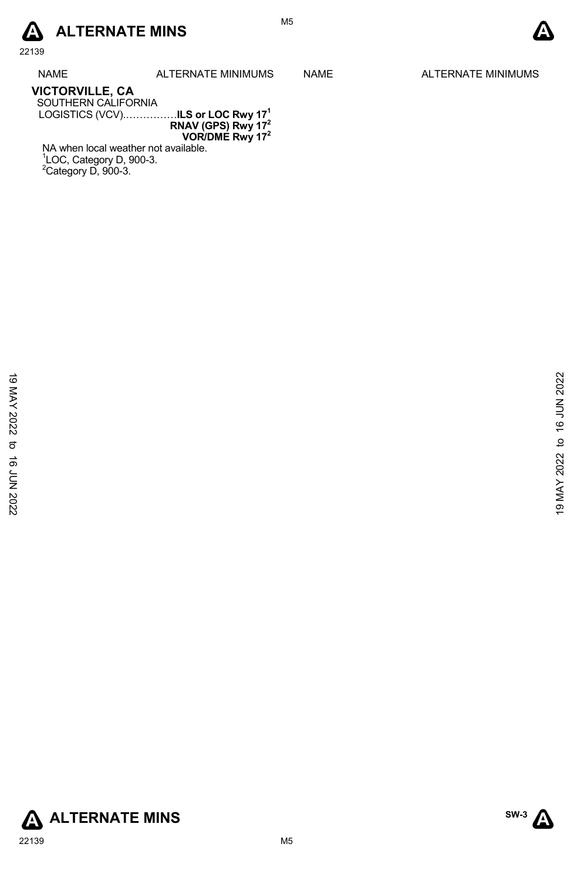| NAME | ALTERNATE MINIMUMS | NAME | ALTERNATE MINIMUMS |
|---|---|---|---|

**VICTORVILLE, CA**

SOUTHERN CALIFORNIA
LOGISTICS (VCV)……………**ILS or LOC Rwy 17**[1]
**RNAV (GPS) Rwy 17**[2]
**VOR/DME Rwy 17**[2]

NA when local weather not available.
[1]LOC, Category D, 900-3.
[2]Category D, 900-3.